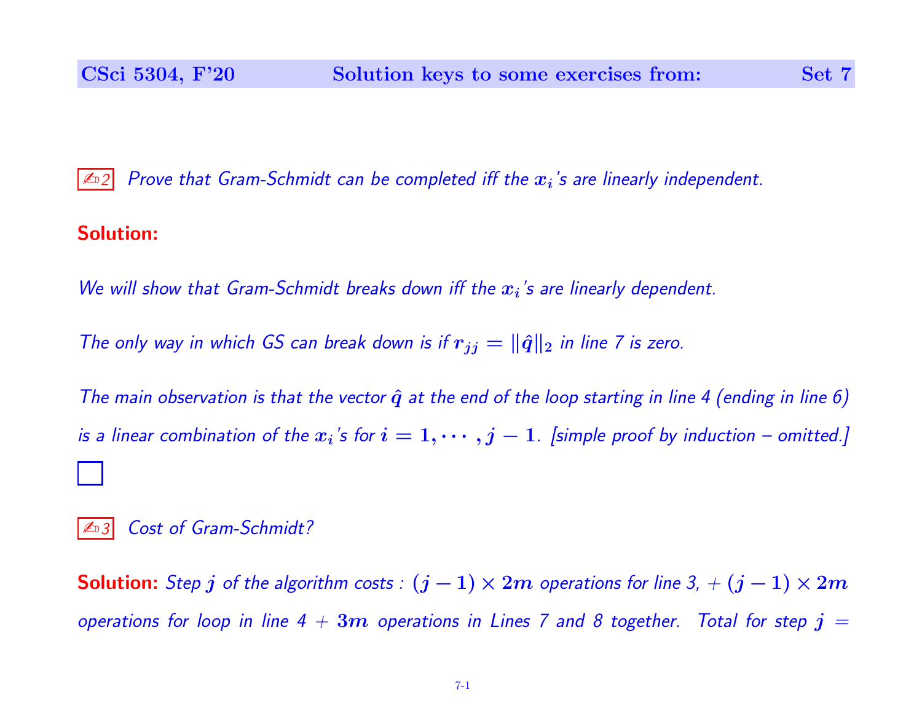✍2 *Prove that Gram-Schmidt can be completed iff the $x_i$'s are linearly independent.*

**Solution:**

*We will show that Gram-Schmidt breaks down iff the $x_i$'s are linearly dependent.*

*The only way in which GS can break down is if $r_{jj} = \|\hat{q}\|_2$ in line 7 is zero.*

*The main observation is that the vector $\hat{q}$ at the end of the loop starting in line 4 (ending in line 6) is a linear combination of the $x_i$'s for $i = 1, \cdots, j-1$. [simple proof by induction – omitted.]*

☐

✍3 *Cost of Gram-Schmidt?*

**Solution:** *Step $j$ of the algorithm costs : $(j-1) \times 2m$ operations for line 3, + $(j-1) \times 2m$ operations for loop in line 4 + $3m$ operations in Lines 7 and 8 together. Total for step $j$ =*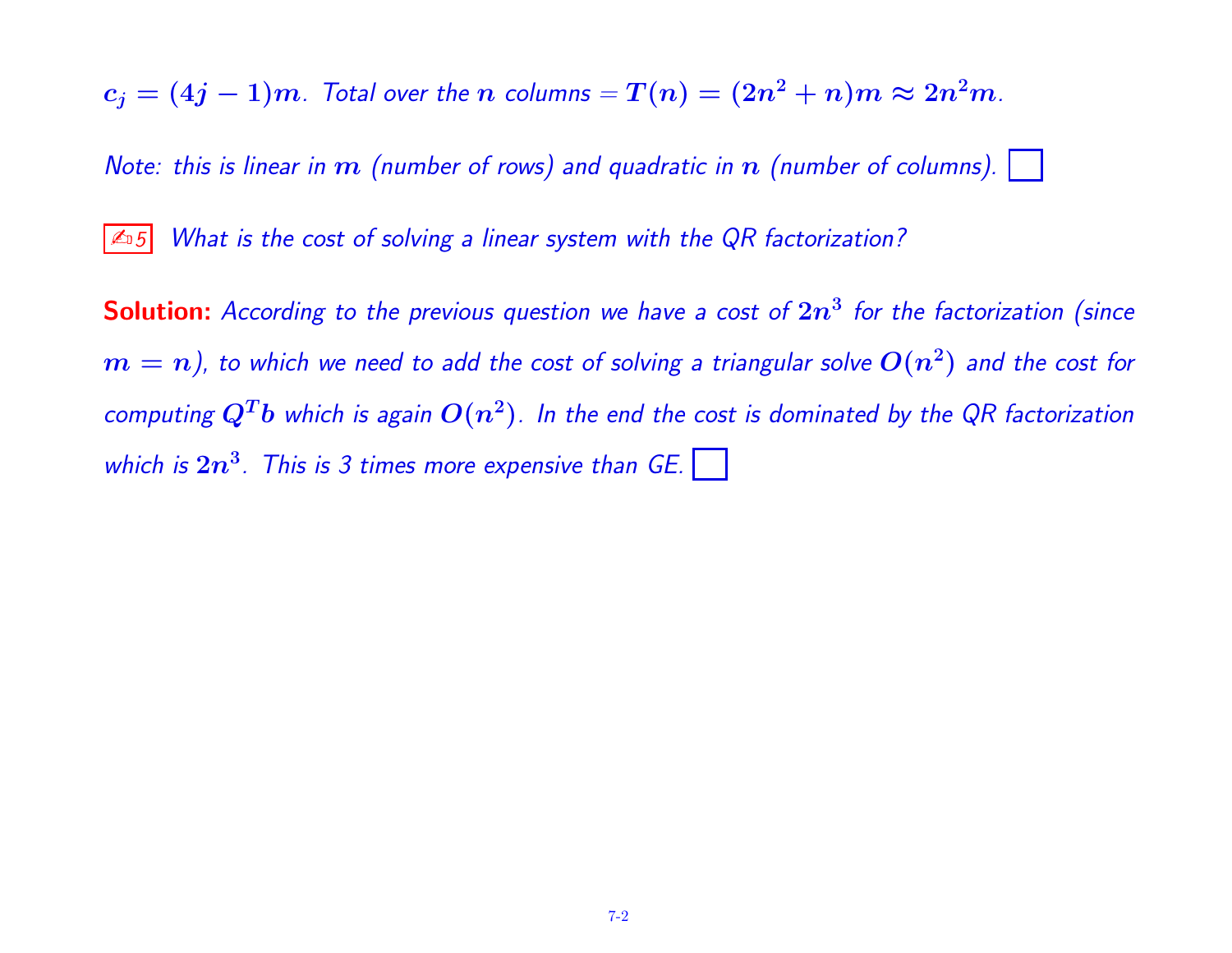$c_j = (4j - 1)m$. *Total over the* $n$ *columns* $= T(n) = (2n^2 + n)m \approx 2n^2m$.

*Note: this is linear in* $m$ *(number of rows) and quadratic in* $n$ *(number of columns).* ☐

✍5 *What is the cost of solving a linear system with the QR factorization?*

**Solution:** *According to the previous question we have a cost of* $2n^3$ *for the factorization (since* $m = n$*), to which we need to add the cost of solving a triangular solve* $O(n^2)$ *and the cost for computing* $Q^T b$ *which is again* $O(n^2)$*. In the end the cost is dominated by the QR factorization which is* $2n^3$*. This is 3 times more expensive than GE.* ☐